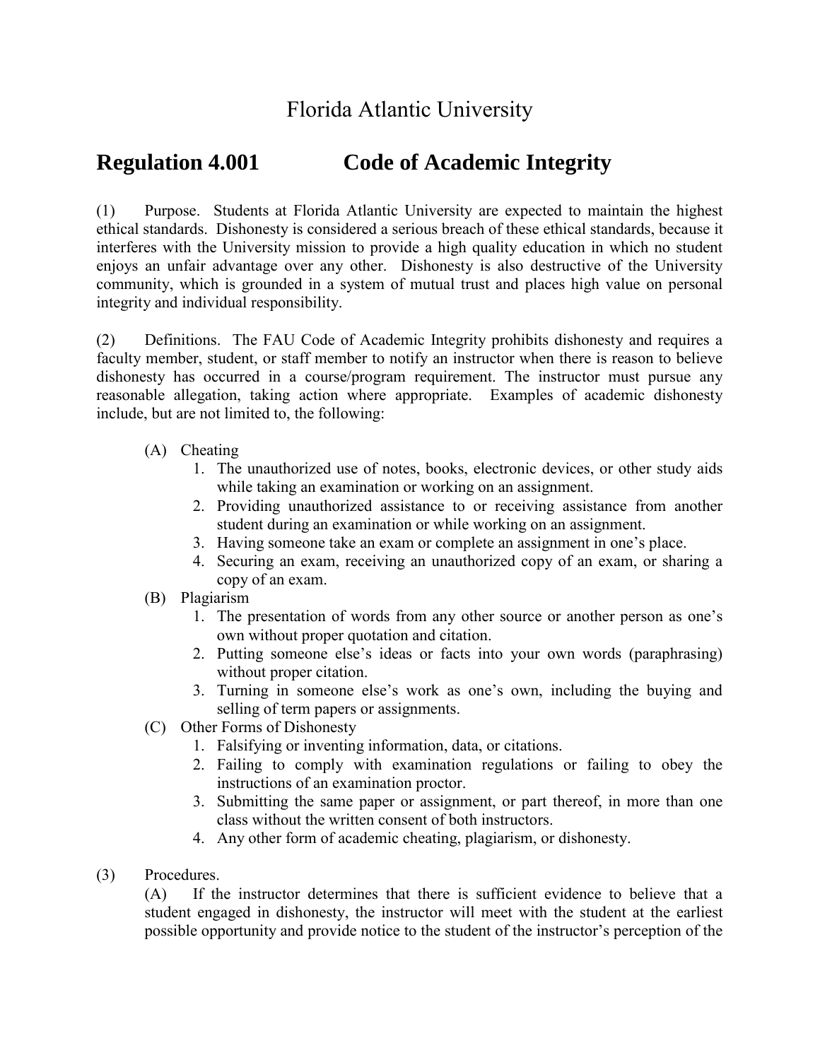# Florida Atlantic University

## Regulation 4.001 Code of Academic Integrity

(1) Purpose. Students at Florida Atlantic University are expected to maintain the highest ethical standards. Dishonesty is considered a serious breach of these ethical standards, because it interferes with the University mission to provide a high quality education in which no student enjoys an unfair advantage over any other. Dishonesty is also destructive of the University community, which is grounded in a system of mutual trust and places high value on personal integrity and individual responsibility.

(2) Definitions. The FAU Code of Academic Integrity prohibits dishonesty and requires a faculty member, student, or staff member to notify an instructor when there is reason to believe dishonesty has occurred in a course/program requirement. The instructor must pursue any reasonable allegation, taking action where appropriate. Examples of academic dishonesty include, but are not limited to, the following:

- (A) Cheating
  1. The unauthorized use of notes, books, electronic devices, or other study aids while taking an examination or working on an assignment.
  2. Providing unauthorized assistance to or receiving assistance from another student during an examination or while working on an assignment.
  3. Having someone take an exam or complete an assignment in one's place.
  4. Securing an exam, receiving an unauthorized copy of an exam, or sharing a copy of an exam.
- (B) Plagiarism
  1. The presentation of words from any other source or another person as one's own without proper quotation and citation.
  2. Putting someone else's ideas or facts into your own words (paraphrasing) without proper citation.
  3. Turning in someone else's work as one's own, including the buying and selling of term papers or assignments.
- (C) Other Forms of Dishonesty
  1. Falsifying or inventing information, data, or citations.
  2. Failing to comply with examination regulations or failing to obey the instructions of an examination proctor.
  3. Submitting the same paper or assignment, or part thereof, in more than one class without the written consent of both instructors.
  4. Any other form of academic cheating, plagiarism, or dishonesty.

(3) Procedures.

(A) If the instructor determines that there is sufficient evidence to believe that a student engaged in dishonesty, the instructor will meet with the student at the earliest possible opportunity and provide notice to the student of the instructor's perception of the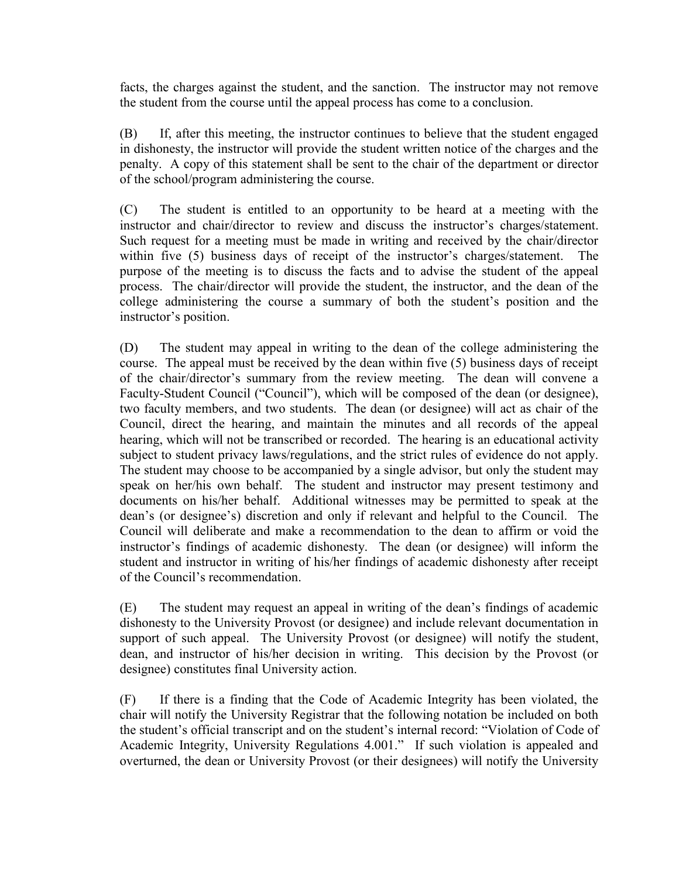facts, the charges against the student, and the sanction. The instructor may not remove the student from the course until the appeal process has come to a conclusion.

(B) If, after this meeting, the instructor continues to believe that the student engaged in dishonesty, the instructor will provide the student written notice of the charges and the penalty. A copy of this statement shall be sent to the chair of the department or director of the school/program administering the course.

(C) The student is entitled to an opportunity to be heard at a meeting with the instructor and chair/director to review and discuss the instructor's charges/statement. Such request for a meeting must be made in writing and received by the chair/director within five (5) business days of receipt of the instructor's charges/statement. The purpose of the meeting is to discuss the facts and to advise the student of the appeal process. The chair/director will provide the student, the instructor, and the dean of the college administering the course a summary of both the student's position and the instructor's position.

(D) The student may appeal in writing to the dean of the college administering the course. The appeal must be received by the dean within five (5) business days of receipt of the chair/director's summary from the review meeting. The dean will convene a Faculty-Student Council ("Council"), which will be composed of the dean (or designee), two faculty members, and two students. The dean (or designee) will act as chair of the Council, direct the hearing, and maintain the minutes and all records of the appeal hearing, which will not be transcribed or recorded. The hearing is an educational activity subject to student privacy laws/regulations, and the strict rules of evidence do not apply. The student may choose to be accompanied by a single advisor, but only the student may speak on her/his own behalf. The student and instructor may present testimony and documents on his/her behalf. Additional witnesses may be permitted to speak at the dean's (or designee's) discretion and only if relevant and helpful to the Council. The Council will deliberate and make a recommendation to the dean to affirm or void the instructor's findings of academic dishonesty. The dean (or designee) will inform the student and instructor in writing of his/her findings of academic dishonesty after receipt of the Council's recommendation.

(E) The student may request an appeal in writing of the dean's findings of academic dishonesty to the University Provost (or designee) and include relevant documentation in support of such appeal. The University Provost (or designee) will notify the student, dean, and instructor of his/her decision in writing. This decision by the Provost (or designee) constitutes final University action.

(F) If there is a finding that the Code of Academic Integrity has been violated, the chair will notify the University Registrar that the following notation be included on both the student's official transcript and on the student's internal record: "Violation of Code of Academic Integrity, University Regulations 4.001." If such violation is appealed and overturned, the dean or University Provost (or their designees) will notify the University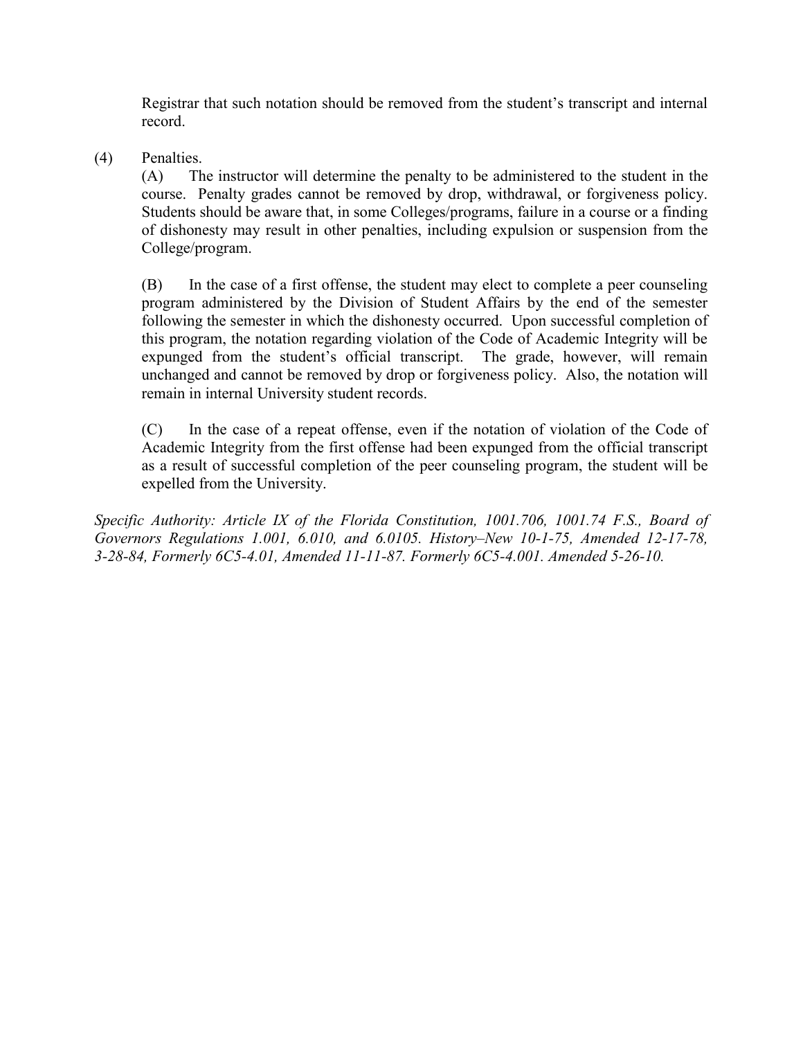Registrar that such notation should be removed from the student's transcript and internal record.

(4) Penalties.

(A) The instructor will determine the penalty to be administered to the student in the course. Penalty grades cannot be removed by drop, withdrawal, or forgiveness policy. Students should be aware that, in some Colleges/programs, failure in a course or a finding of dishonesty may result in other penalties, including expulsion or suspension from the College/program.

(B) In the case of a first offense, the student may elect to complete a peer counseling program administered by the Division of Student Affairs by the end of the semester following the semester in which the dishonesty occurred. Upon successful completion of this program, the notation regarding violation of the Code of Academic Integrity will be expunged from the student's official transcript. The grade, however, will remain unchanged and cannot be removed by drop or forgiveness policy. Also, the notation will remain in internal University student records.

(C) In the case of a repeat offense, even if the notation of violation of the Code of Academic Integrity from the first offense had been expunged from the official transcript as a result of successful completion of the peer counseling program, the student will be expelled from the University.

*Specific Authority: Article IX of the Florida Constitution, 1001.706, 1001.74 F.S., Board of Governors Regulations 1.001, 6.010, and 6.0105. History–New 10-1-75, Amended 12-17-78, 3-28-84, Formerly 6C5-4.01, Amended 11-11-87. Formerly 6C5-4.001. Amended 5-26-10.*